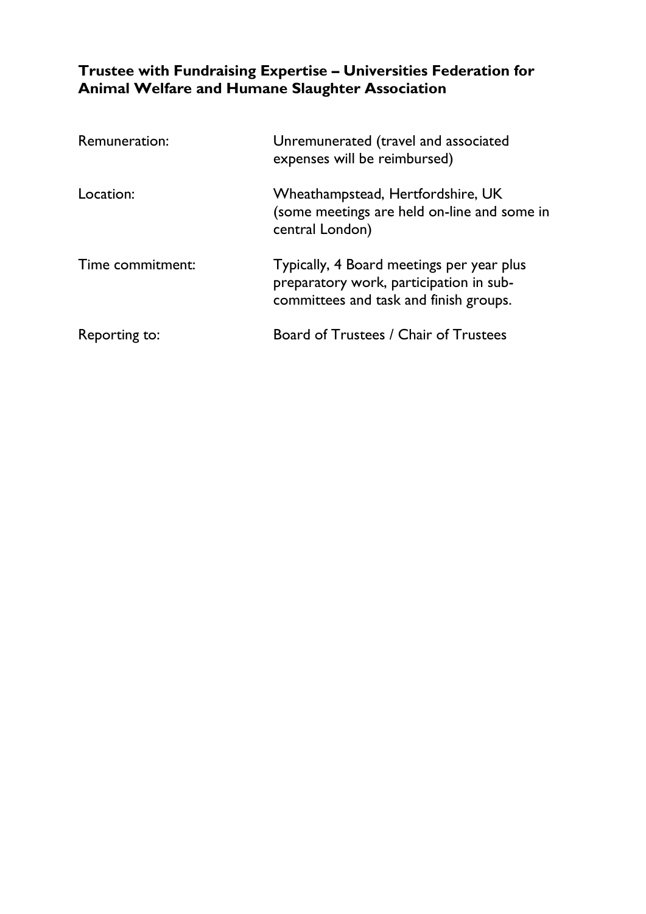# Trustee with Fundraising Expertise – Universities Federation for Animal Welfare and Humane Slaughter Association

| | |
|---|---|
| Remuneration: | Unremunerated (travel and associated expenses will be reimbursed) |
| Location: | Wheathampstead, Hertfordshire, UK (some meetings are held on-line and some in central London) |
| Time commitment: | Typically, 4 Board meetings per year plus preparatory work, participation in sub-committees and task and finish groups. |
| Reporting to: | Board of Trustees / Chair of Trustees |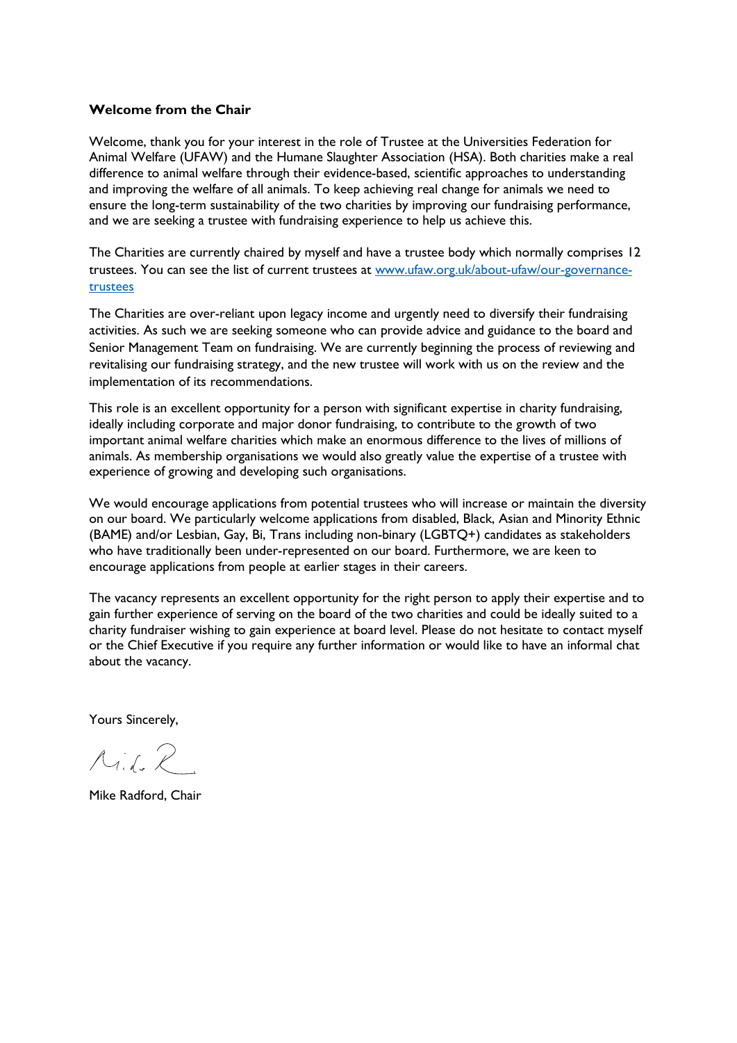**Welcome from the Chair**

Welcome, thank you for your interest in the role of Trustee at the Universities Federation for Animal Welfare (UFAW) and the Humane Slaughter Association (HSA). Both charities make a real difference to animal welfare through their evidence-based, scientific approaches to understanding and improving the welfare of all animals. To keep achieving real change for animals we need to ensure the long-term sustainability of the two charities by improving our fundraising performance, and we are seeking a trustee with fundraising experience to help us achieve this.

The Charities are currently chaired by myself and have a trustee body which normally comprises 12 trustees. You can see the list of current trustees at [www.ufaw.org.uk/about-ufaw/our-governance-trustees](www.ufaw.org.uk/about-ufaw/our-governance-trustees)

The Charities are over-reliant upon legacy income and urgently need to diversify their fundraising activities. As such we are seeking someone who can provide advice and guidance to the board and Senior Management Team on fundraising. We are currently beginning the process of reviewing and revitalising our fundraising strategy, and the new trustee will work with us on the review and the implementation of its recommendations.

This role is an excellent opportunity for a person with significant expertise in charity fundraising, ideally including corporate and major donor fundraising, to contribute to the growth of two important animal welfare charities which make an enormous difference to the lives of millions of animals. As membership organisations we would also greatly value the expertise of a trustee with experience of growing and developing such organisations.

We would encourage applications from potential trustees who will increase or maintain the diversity on our board. We particularly welcome applications from disabled, Black, Asian and Minority Ethnic (BAME) and/or Lesbian, Gay, Bi, Trans including non-binary (LGBTQ+) candidates as stakeholders who have traditionally been under-represented on our board. Furthermore, we are keen to encourage applications from people at earlier stages in their careers.

The vacancy represents an excellent opportunity for the right person to apply their expertise and to gain further experience of serving on the board of the two charities and could be ideally suited to a charity fundraiser wishing to gain experience at board level. Please do not hesitate to contact myself or the Chief Executive if you require any further information or would like to have an informal chat about the vacancy.

Yours Sincerely,

Mike Radford, Chair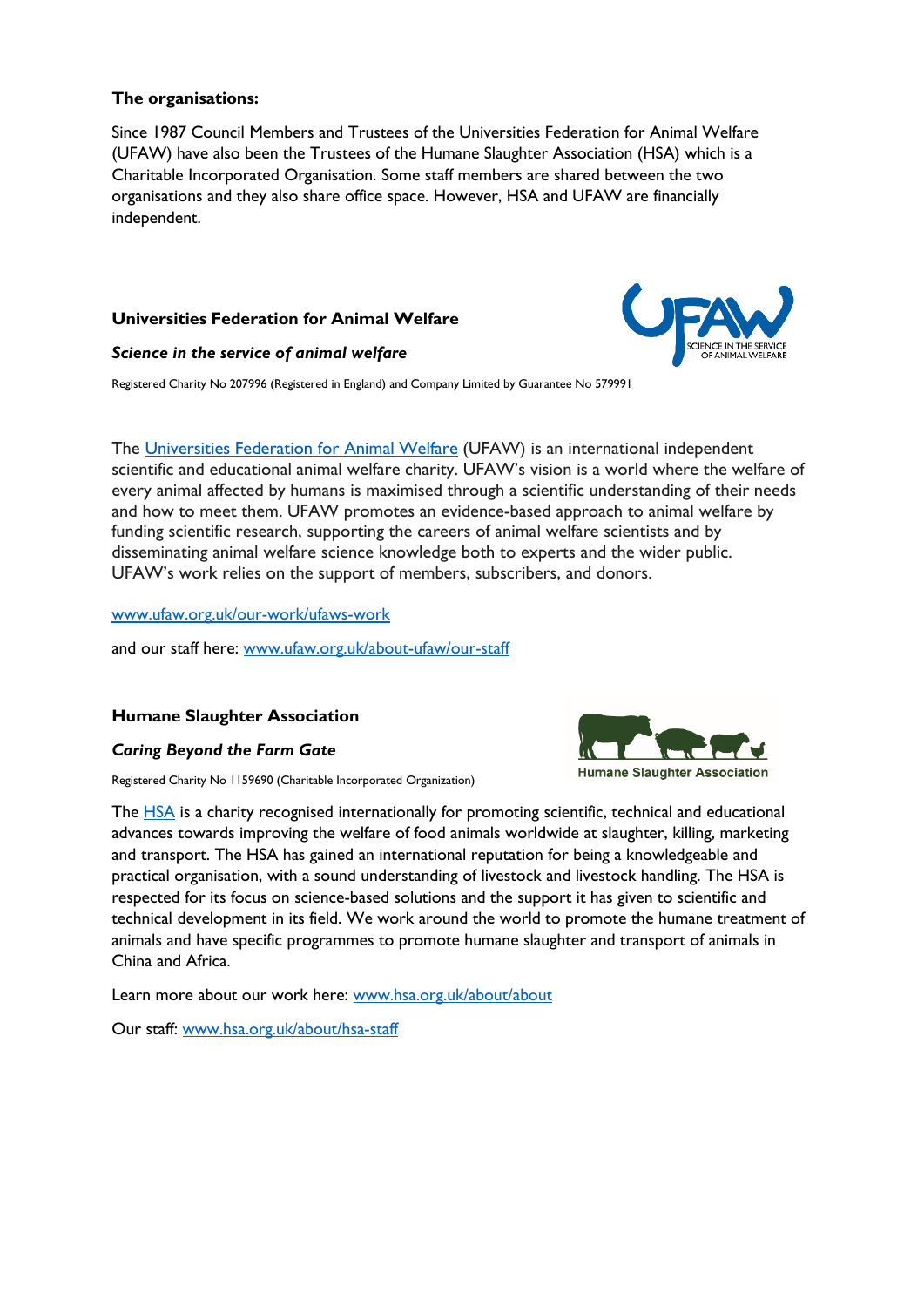**The organisations:**

Since 1987 Council Members and Trustees of the Universities Federation for Animal Welfare (UFAW) have also been the Trustees of the Humane Slaughter Association (HSA) which is a Charitable Incorporated Organisation. Some staff members are shared between the two organisations and they also share office space. However, HSA and UFAW are financially independent.

**Universities Federation for Animal Welfare**

***Science in the service of animal welfare***

Registered Charity No 207996 (Registered in England) and Company Limited by Guarantee No 579991

The [Universities Federation for Animal Welfare](http://www.ufaw.org.uk) (UFAW) is an international independent scientific and educational animal welfare charity. UFAW's vision is a world where the welfare of every animal affected by humans is maximised through a scientific understanding of their needs and how to meet them. UFAW promotes an evidence-based approach to animal welfare by funding scientific research, supporting the careers of animal welfare scientists and by disseminating animal welfare science knowledge both to experts and the wider public. UFAW's work relies on the support of members, subscribers, and donors.

[www.ufaw.org.uk/our-work/ufaws-work](http://www.ufaw.org.uk/our-work/ufaws-work)

and our staff here: [www.ufaw.org.uk/about-ufaw/our-staff](http://www.ufaw.org.uk/about-ufaw/our-staff)

**Humane Slaughter Association**

***Caring Beyond the Farm Gate***

Registered Charity No 1159690 (Charitable Incorporated Organization)

The [HSA](http://www.hsa.org.uk) is a charity recognised internationally for promoting scientific, technical and educational advances towards improving the welfare of food animals worldwide at slaughter, killing, marketing and transport. The HSA has gained an international reputation for being a knowledgeable and practical organisation, with a sound understanding of livestock and livestock handling. The HSA is respected for its focus on science-based solutions and the support it has given to scientific and technical development in its field. We work around the world to promote the humane treatment of animals and have specific programmes to promote humane slaughter and transport of animals in China and Africa.

Learn more about our work here: [www.hsa.org.uk/about/about](http://www.hsa.org.uk/about/about)

Our staff: [www.hsa.org.uk/about/hsa-staff](http://www.hsa.org.uk/about/hsa-staff)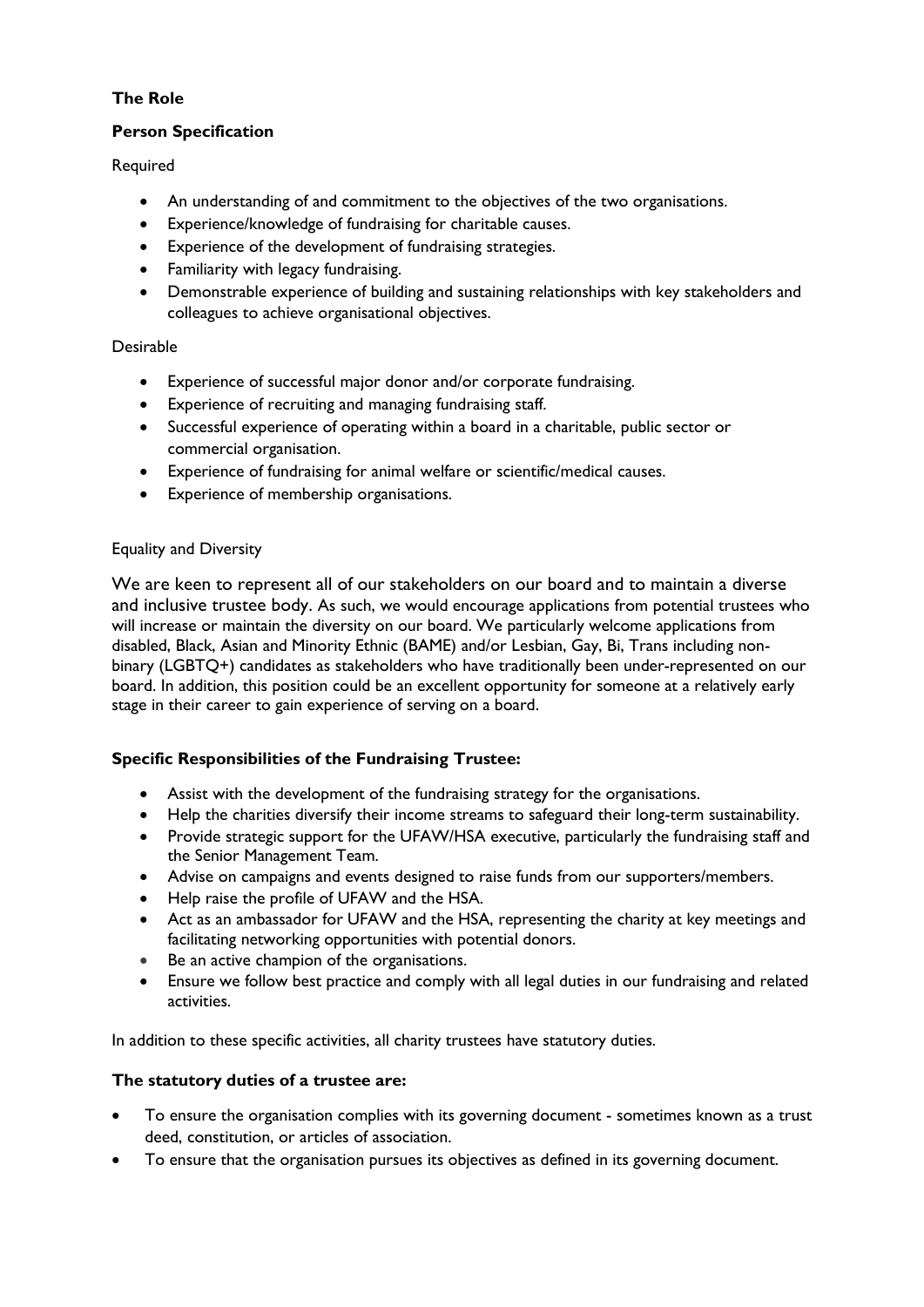**The Role**

**Person Specification**

Required

- An understanding of and commitment to the objectives of the two organisations.
- Experience/knowledge of fundraising for charitable causes.
- Experience of the development of fundraising strategies.
- Familiarity with legacy fundraising.
- Demonstrable experience of building and sustaining relationships with key stakeholders and colleagues to achieve organisational objectives.

Desirable

- Experience of successful major donor and/or corporate fundraising.
- Experience of recruiting and managing fundraising staff.
- Successful experience of operating within a board in a charitable, public sector or commercial organisation.
- Experience of fundraising for animal welfare or scientific/medical causes.
- Experience of membership organisations.

Equality and Diversity

We are keen to represent all of our stakeholders on our board and to maintain a diverse and inclusive trustee body. As such, we would encourage applications from potential trustees who will increase or maintain the diversity on our board. We particularly welcome applications from disabled, Black, Asian and Minority Ethnic (BAME) and/or Lesbian, Gay, Bi, Trans including non-binary (LGBTQ+) candidates as stakeholders who have traditionally been under-represented on our board. In addition, this position could be an excellent opportunity for someone at a relatively early stage in their career to gain experience of serving on a board.

**Specific Responsibilities of the Fundraising Trustee:**

- Assist with the development of the fundraising strategy for the organisations.
- Help the charities diversify their income streams to safeguard their long-term sustainability.
- Provide strategic support for the UFAW/HSA executive, particularly the fundraising staff and the Senior Management Team.
- Advise on campaigns and events designed to raise funds from our supporters/members.
- Help raise the profile of UFAW and the HSA.
- Act as an ambassador for UFAW and the HSA, representing the charity at key meetings and facilitating networking opportunities with potential donors.
- Be an active champion of the organisations.
- Ensure we follow best practice and comply with all legal duties in our fundraising and related activities.

In addition to these specific activities, all charity trustees have statutory duties.

**The statutory duties of a trustee are:**

- To ensure the organisation complies with its governing document - sometimes known as a trust deed, constitution, or articles of association.
- To ensure that the organisation pursues its objectives as defined in its governing document.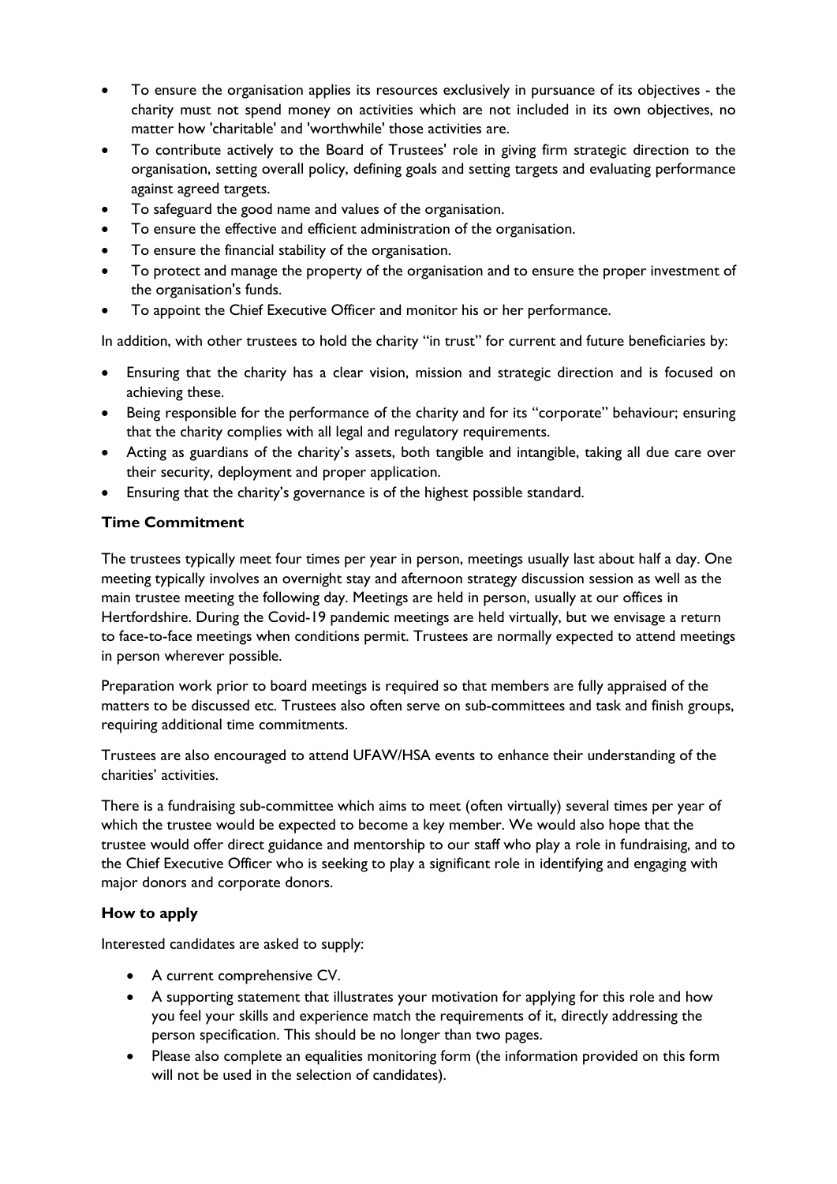- To ensure the organisation applies its resources exclusively in pursuance of its objectives - the charity must not spend money on activities which are not included in its own objectives, no matter how 'charitable' and 'worthwhile' those activities are.
- To contribute actively to the Board of Trustees' role in giving firm strategic direction to the organisation, setting overall policy, defining goals and setting targets and evaluating performance against agreed targets.
- To safeguard the good name and values of the organisation.
- To ensure the effective and efficient administration of the organisation.
- To ensure the financial stability of the organisation.
- To protect and manage the property of the organisation and to ensure the proper investment of the organisation's funds.
- To appoint the Chief Executive Officer and monitor his or her performance.

In addition, with other trustees to hold the charity "in trust" for current and future beneficiaries by:

- Ensuring that the charity has a clear vision, mission and strategic direction and is focused on achieving these.
- Being responsible for the performance of the charity and for its "corporate" behaviour; ensuring that the charity complies with all legal and regulatory requirements.
- Acting as guardians of the charity's assets, both tangible and intangible, taking all due care over their security, deployment and proper application.
- Ensuring that the charity's governance is of the highest possible standard.

### Time Commitment

The trustees typically meet four times per year in person, meetings usually last about half a day. One meeting typically involves an overnight stay and afternoon strategy discussion session as well as the main trustee meeting the following day. Meetings are held in person, usually at our offices in Hertfordshire. During the Covid-19 pandemic meetings are held virtually, but we envisage a return to face-to-face meetings when conditions permit. Trustees are normally expected to attend meetings in person wherever possible.

Preparation work prior to board meetings is required so that members are fully appraised of the matters to be discussed etc. Trustees also often serve on sub-committees and task and finish groups, requiring additional time commitments.

Trustees are also encouraged to attend UFAW/HSA events to enhance their understanding of the charities' activities.

There is a fundraising sub-committee which aims to meet (often virtually) several times per year of which the trustee would be expected to become a key member. We would also hope that the trustee would offer direct guidance and mentorship to our staff who play a role in fundraising, and to the Chief Executive Officer who is seeking to play a significant role in identifying and engaging with major donors and corporate donors.

### How to apply

Interested candidates are asked to supply:

- A current comprehensive CV.
- A supporting statement that illustrates your motivation for applying for this role and how you feel your skills and experience match the requirements of it, directly addressing the person specification. This should be no longer than two pages.
- Please also complete an equalities monitoring form (the information provided on this form will not be used in the selection of candidates).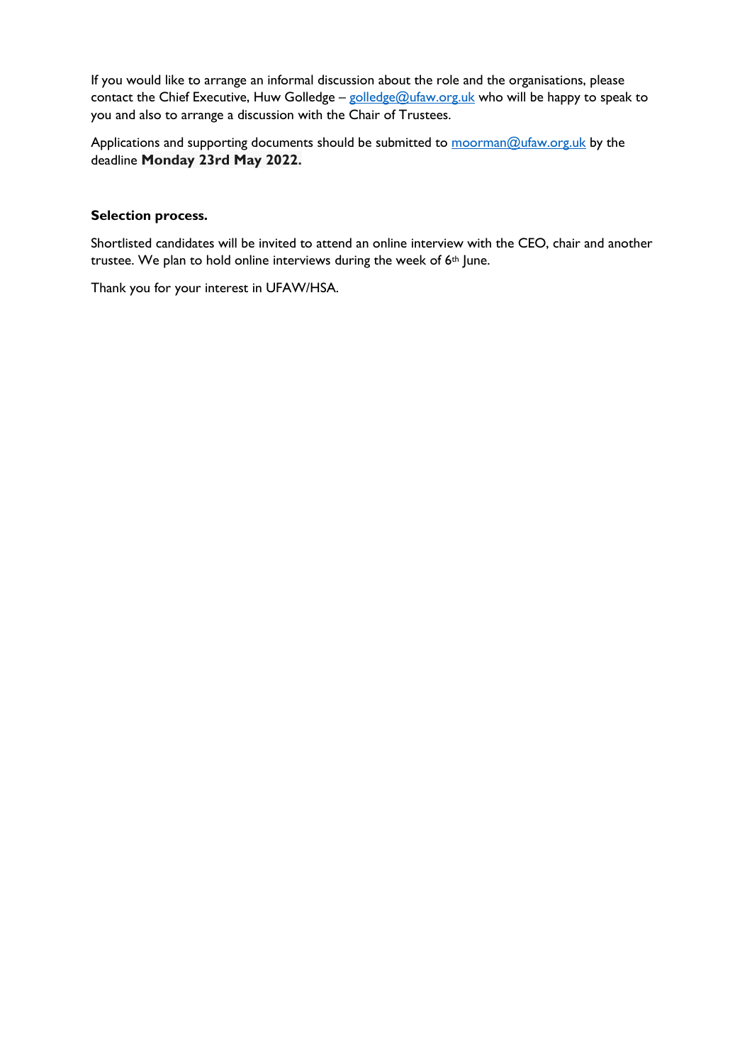If you would like to arrange an informal discussion about the role and the organisations, please contact the Chief Executive, Huw Golledge – golledge@ufaw.org.uk who will be happy to speak to you and also to arrange a discussion with the Chair of Trustees.

Applications and supporting documents should be submitted to moorman@ufaw.org.uk by the deadline **Monday 23rd May 2022.**

**Selection process.**

Shortlisted candidates will be invited to attend an online interview with the CEO, chair and another trustee. We plan to hold online interviews during the week of 6th June.

Thank you for your interest in UFAW/HSA.